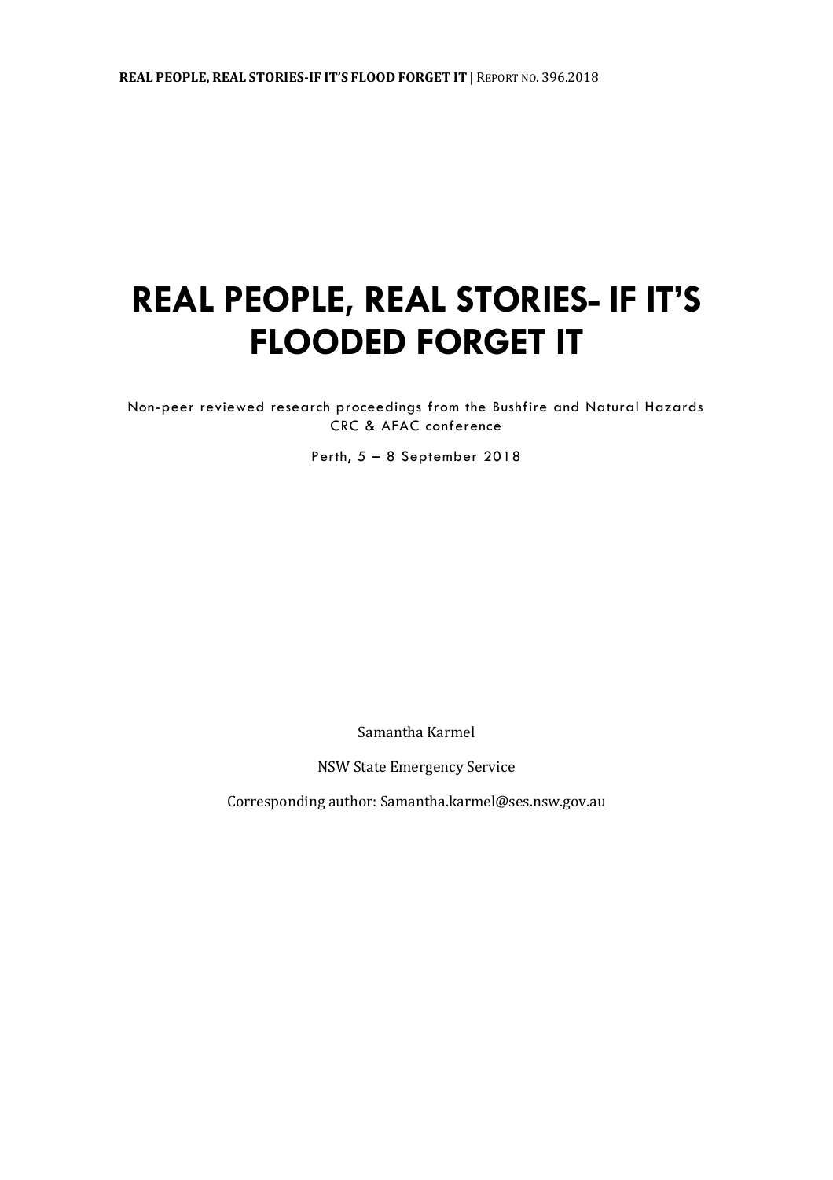# REAL PEOPLE, REAL STORIES- IF IT'S FLOODED FORGET IT

Non-peer reviewed research proceedings from the Bushfire and Natural Hazards CRC & AFAC conference

Perth, 5 – 8 September 2018

Samantha Karmel

NSW State Emergency Service

Corresponding author: Samantha.karmel@ses.nsw.gov.au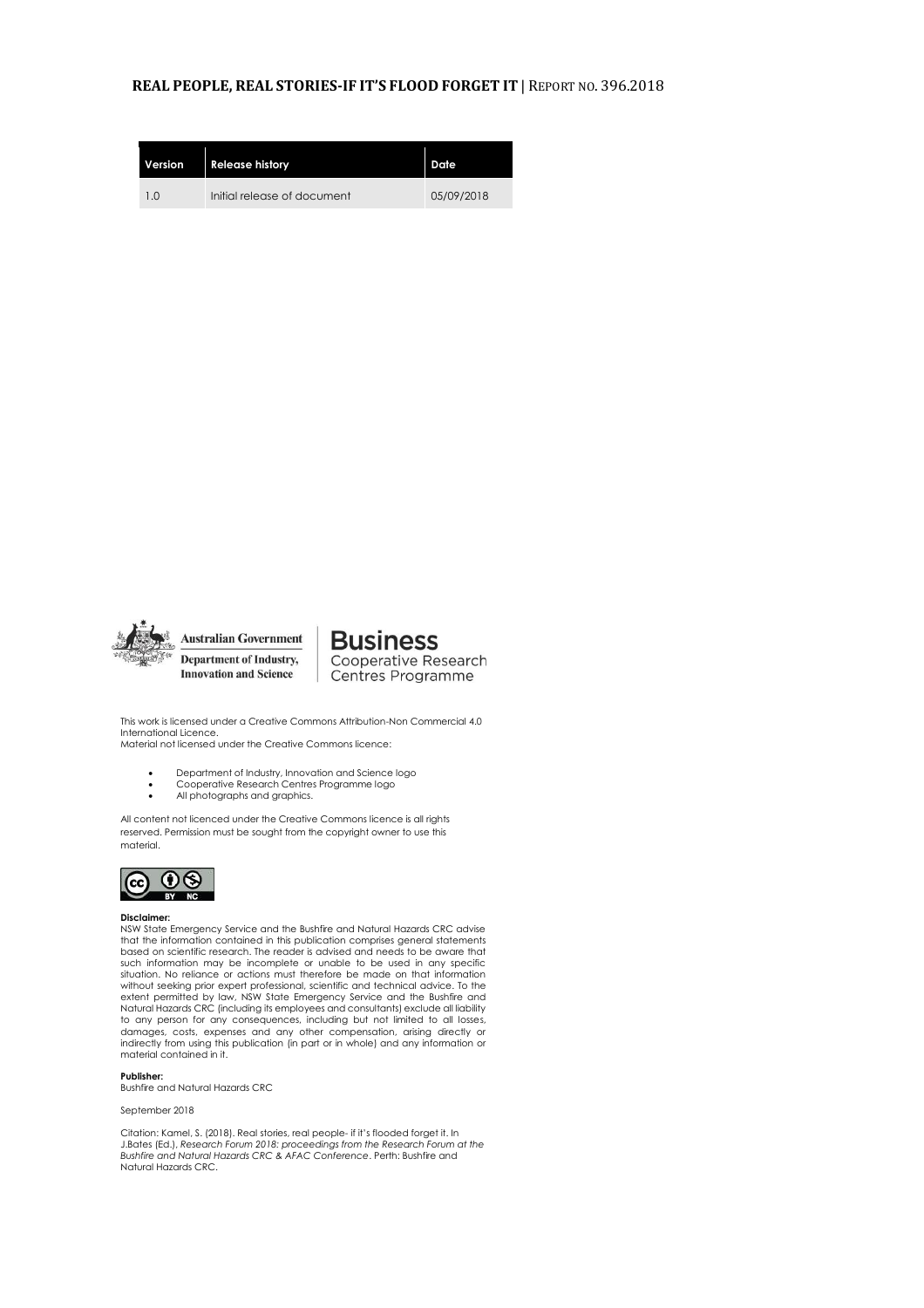| Version | Release history | Date |
|---|---|---|
| 1.0 | Initial release of document | 05/09/2018 |

Australian Government
Department of Industry, Innovation and Science

Business Cooperative Research Centres Programme

This work is licensed under a Creative Commons Attribution-Non Commercial 4.0 International Licence.
Material not licensed under the Creative Commons licence:

- Department of Industry, Innovation and Science logo
- Cooperative Research Centres Programme logo
- All photographs and graphics.

All content not licenced under the Creative Commons licence is all rights reserved. Permission must be sought from the copyright owner to use this material.

**Disclaimer:**
NSW State Emergency Service and the Bushfire and Natural Hazards CRC advise that the information contained in this publication comprises general statements based on scientific research. The reader is advised and needs to be aware that such information may be incomplete or unable to be used in any specific situation. No reliance or actions must therefore be made on that information without seeking prior expert professional, scientific and technical advice. To the extent permitted by law, NSW State Emergency Service and the Bushfire and Natural Hazards CRC (including its employees and consultants) exclude all liability to any person for any consequences, including but not limited to all losses, damages, costs, expenses and any other compensation, arising directly or indirectly from using this publication (in part or in whole) and any information or material contained in it.

**Publisher:**
Bushfire and Natural Hazards CRC

September 2018

Citation: Kamel, S. (2018). Real stories, real people- if it's flooded forget it. In J.Bates (Ed.), *Research Forum 2018: proceedings from the Research Forum at the Bushfire and Natural Hazards CRC & AFAC Conference*. Perth: Bushfire and Natural Hazards CRC.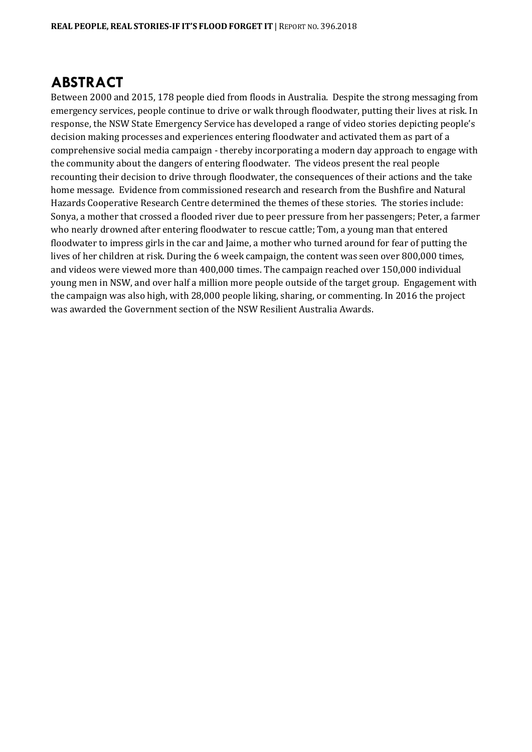# ABSTRACT

Between 2000 and 2015, 178 people died from floods in Australia. Despite the strong messaging from emergency services, people continue to drive or walk through floodwater, putting their lives at risk. In response, the NSW State Emergency Service has developed a range of video stories depicting people's decision making processes and experiences entering floodwater and activated them as part of a comprehensive social media campaign - thereby incorporating a modern day approach to engage with the community about the dangers of entering floodwater. The videos present the real people recounting their decision to drive through floodwater, the consequences of their actions and the take home message. Evidence from commissioned research and research from the Bushfire and Natural Hazards Cooperative Research Centre determined the themes of these stories. The stories include: Sonya, a mother that crossed a flooded river due to peer pressure from her passengers; Peter, a farmer who nearly drowned after entering floodwater to rescue cattle; Tom, a young man that entered floodwater to impress girls in the car and Jaime, a mother who turned around for fear of putting the lives of her children at risk. During the 6 week campaign, the content was seen over 800,000 times, and videos were viewed more than 400,000 times. The campaign reached over 150,000 individual young men in NSW, and over half a million more people outside of the target group. Engagement with the campaign was also high, with 28,000 people liking, sharing, or commenting. In 2016 the project was awarded the Government section of the NSW Resilient Australia Awards.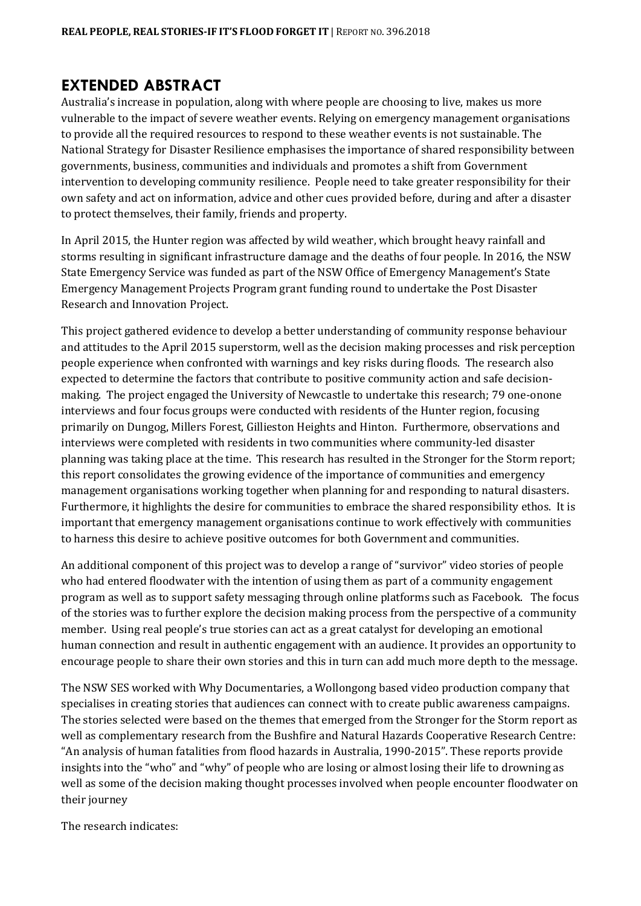## EXTENDED ABSTRACT

Australia's increase in population, along with where people are choosing to live, makes us more vulnerable to the impact of severe weather events. Relying on emergency management organisations to provide all the required resources to respond to these weather events is not sustainable. The National Strategy for Disaster Resilience emphasises the importance of shared responsibility between governments, business, communities and individuals and promotes a shift from Government intervention to developing community resilience. People need to take greater responsibility for their own safety and act on information, advice and other cues provided before, during and after a disaster to protect themselves, their family, friends and property.

In April 2015, the Hunter region was affected by wild weather, which brought heavy rainfall and storms resulting in significant infrastructure damage and the deaths of four people. In 2016, the NSW State Emergency Service was funded as part of the NSW Office of Emergency Management's State Emergency Management Projects Program grant funding round to undertake the Post Disaster Research and Innovation Project.

This project gathered evidence to develop a better understanding of community response behaviour and attitudes to the April 2015 superstorm, well as the decision making processes and risk perception people experience when confronted with warnings and key risks during floods. The research also expected to determine the factors that contribute to positive community action and safe decision-making. The project engaged the University of Newcastle to undertake this research; 79 one-onone interviews and four focus groups were conducted with residents of the Hunter region, focusing primarily on Dungog, Millers Forest, Gillieston Heights and Hinton. Furthermore, observations and interviews were completed with residents in two communities where community-led disaster planning was taking place at the time. This research has resulted in the Stronger for the Storm report; this report consolidates the growing evidence of the importance of communities and emergency management organisations working together when planning for and responding to natural disasters. Furthermore, it highlights the desire for communities to embrace the shared responsibility ethos. It is important that emergency management organisations continue to work effectively with communities to harness this desire to achieve positive outcomes for both Government and communities.

An additional component of this project was to develop a range of "survivor" video stories of people who had entered floodwater with the intention of using them as part of a community engagement program as well as to support safety messaging through online platforms such as Facebook. The focus of the stories was to further explore the decision making process from the perspective of a community member. Using real people's true stories can act as a great catalyst for developing an emotional human connection and result in authentic engagement with an audience. It provides an opportunity to encourage people to share their own stories and this in turn can add much more depth to the message.

The NSW SES worked with Why Documentaries, a Wollongong based video production company that specialises in creating stories that audiences can connect with to create public awareness campaigns. The stories selected were based on the themes that emerged from the Stronger for the Storm report as well as complementary research from the Bushfire and Natural Hazards Cooperative Research Centre: "An analysis of human fatalities from flood hazards in Australia, 1990-2015". These reports provide insights into the "who" and "why" of people who are losing or almost losing their life to drowning as well as some of the decision making thought processes involved when people encounter floodwater on their journey

The research indicates: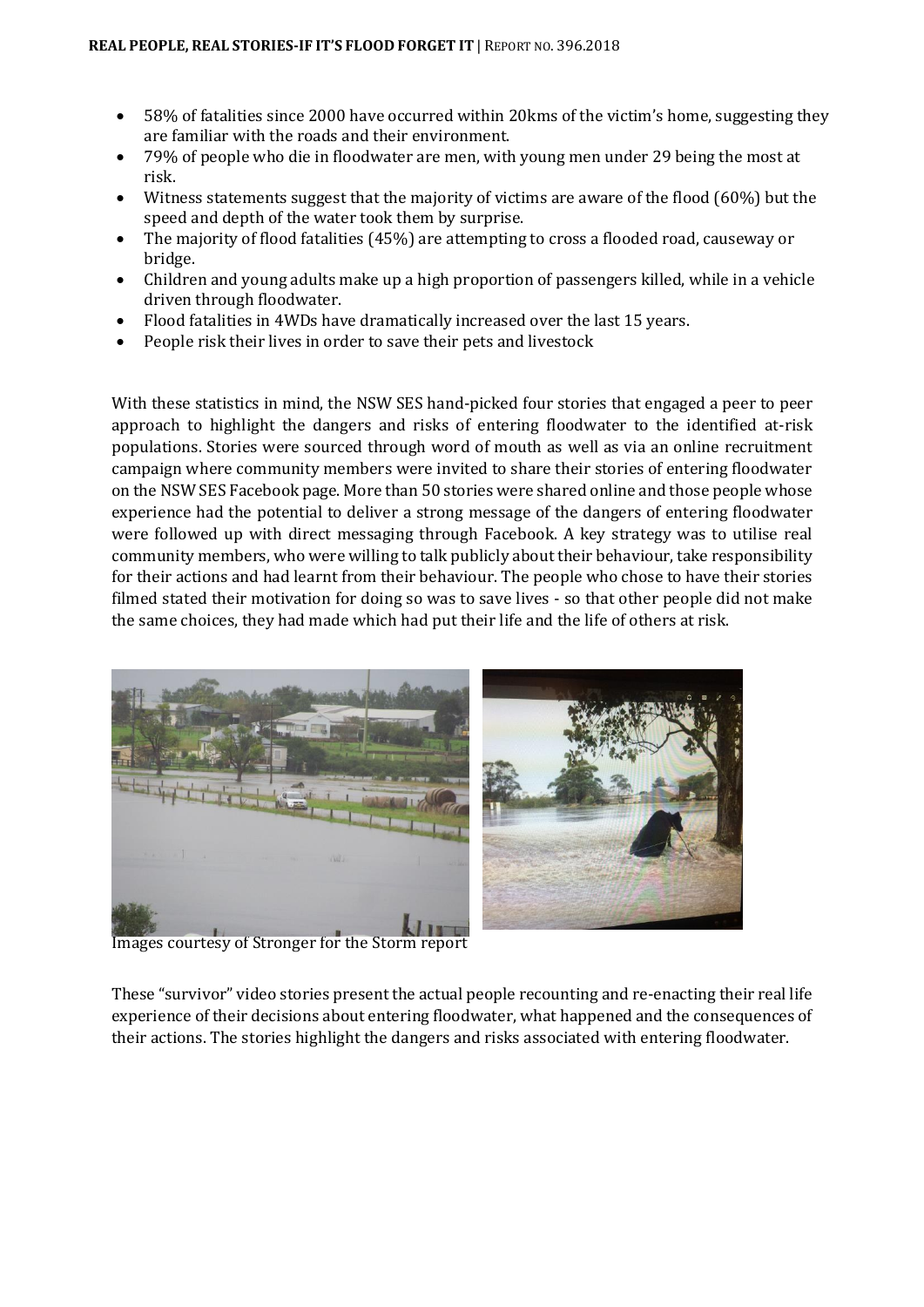- 58% of fatalities since 2000 have occurred within 20kms of the victim's home, suggesting they are familiar with the roads and their environment.
- 79% of people who die in floodwater are men, with young men under 29 being the most at risk.
- Witness statements suggest that the majority of victims are aware of the flood (60%) but the speed and depth of the water took them by surprise.
- The majority of flood fatalities (45%) are attempting to cross a flooded road, causeway or bridge.
- Children and young adults make up a high proportion of passengers killed, while in a vehicle driven through floodwater.
- Flood fatalities in 4WDs have dramatically increased over the last 15 years.
- People risk their lives in order to save their pets and livestock

With these statistics in mind, the NSW SES hand-picked four stories that engaged a peer to peer approach to highlight the dangers and risks of entering floodwater to the identified at-risk populations. Stories were sourced through word of mouth as well as via an online recruitment campaign where community members were invited to share their stories of entering floodwater on the NSW SES Facebook page. More than 50 stories were shared online and those people whose experience had the potential to deliver a strong message of the dangers of entering floodwater were followed up with direct messaging through Facebook. A key strategy was to utilise real community members, who were willing to talk publicly about their behaviour, take responsibility for their actions and had learnt from their behaviour. The people who chose to have their stories filmed stated their motivation for doing so was to save lives - so that other people did not make the same choices, they had made which had put their life and the life of others at risk.

Images courtesy of Stronger for the Storm report

These "survivor" video stories present the actual people recounting and re-enacting their real life experience of their decisions about entering floodwater, what happened and the consequences of their actions. The stories highlight the dangers and risks associated with entering floodwater.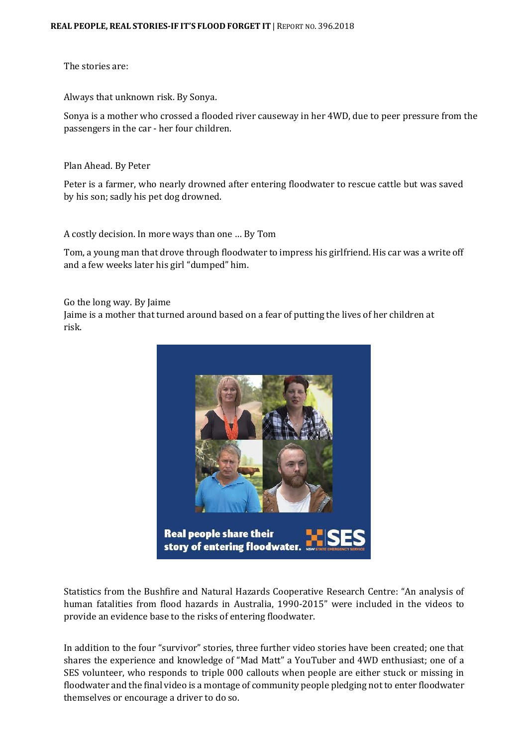The stories are:

Always that unknown risk. By Sonya.

Sonya is a mother who crossed a flooded river causeway in her 4WD, due to peer pressure from the passengers in the car - her four children.

Plan Ahead. By Peter

Peter is a farmer, who nearly drowned after entering floodwater to rescue cattle but was saved by his son; sadly his pet dog drowned.

A costly decision. In more ways than one … By Tom

Tom, a young man that drove through floodwater to impress his girlfriend. His car was a write off and a few weeks later his girl "dumped" him.

Go the long way. By Jaime

Jaime is a mother that turned around based on a fear of putting the lives of her children at risk.

Statistics from the Bushfire and Natural Hazards Cooperative Research Centre: "An analysis of human fatalities from flood hazards in Australia, 1990-2015" were included in the videos to provide an evidence base to the risks of entering floodwater.

In addition to the four "survivor" stories, three further video stories have been created; one that shares the experience and knowledge of "Mad Matt" a YouTuber and 4WD enthusiast; one of a SES volunteer, who responds to triple 000 callouts when people are either stuck or missing in floodwater and the final video is a montage of community people pledging not to enter floodwater themselves or encourage a driver to do so.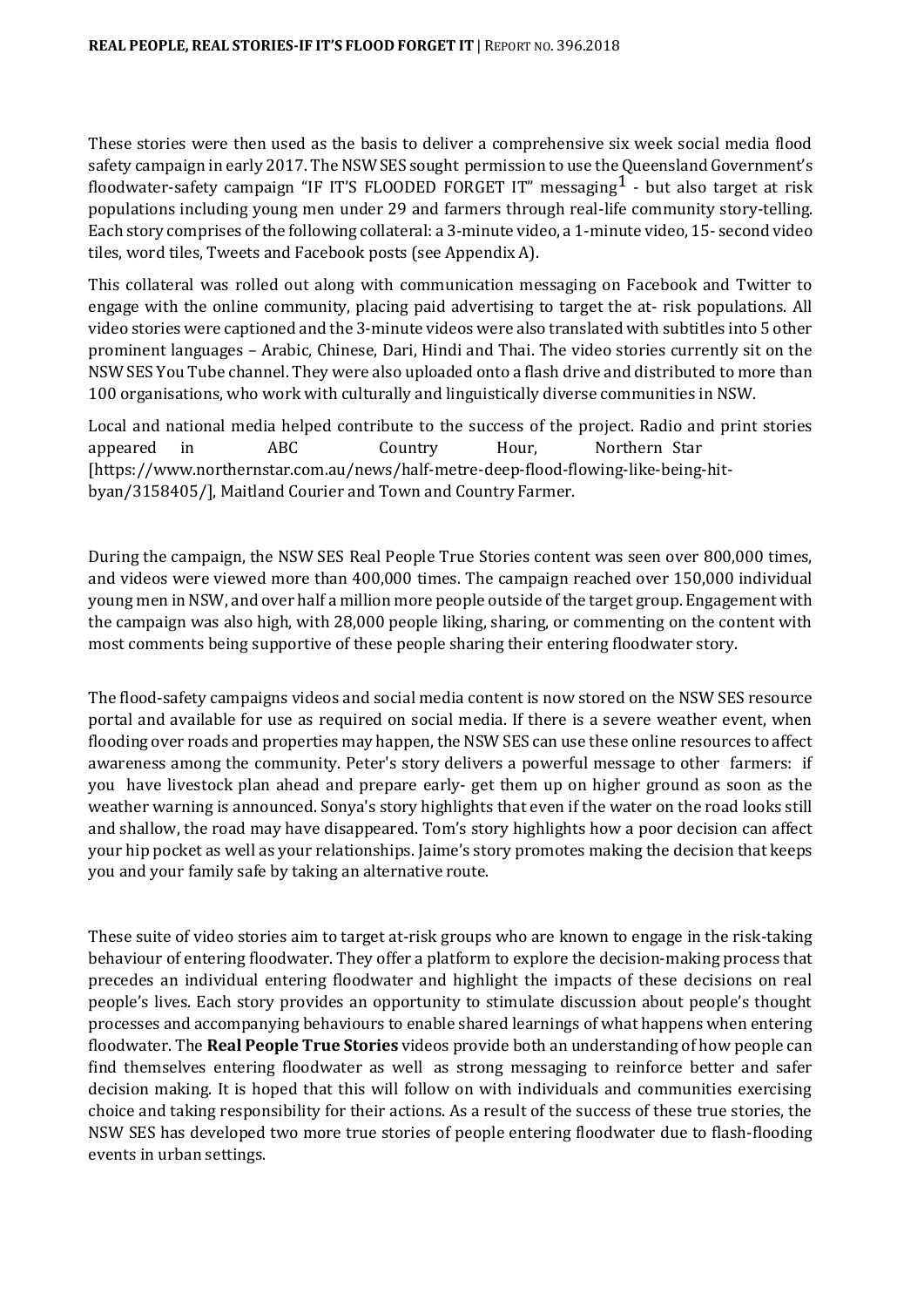These stories were then used as the basis to deliver a comprehensive six week social media flood safety campaign in early 2017. The NSW SES sought permission to use the Queensland Government's floodwater-safety campaign "IF IT'S FLOODED FORGET IT" messaging[1] - but also target at risk populations including young men under 29 and farmers through real-life community story-telling. Each story comprises of the following collateral: a 3-minute video, a 1-minute video, 15- second video tiles, word tiles, Tweets and Facebook posts (see Appendix A).

This collateral was rolled out along with communication messaging on Facebook and Twitter to engage with the online community, placing paid advertising to target the at- risk populations. All video stories were captioned and the 3-minute videos were also translated with subtitles into 5 other prominent languages – Arabic, Chinese, Dari, Hindi and Thai. The video stories currently sit on the NSW SES You Tube channel. They were also uploaded onto a flash drive and distributed to more than 100 organisations, who work with culturally and linguistically diverse communities in NSW.

Local and national media helped contribute to the success of the project. Radio and print stories appeared in ABC Country Hour, Northern Star [https://www.northernstar.com.au/news/half-metre-deep-flood-flowing-like-being-hit-byan/3158405/], Maitland Courier and Town and Country Farmer.

During the campaign, the NSW SES Real People True Stories content was seen over 800,000 times, and videos were viewed more than 400,000 times. The campaign reached over 150,000 individual young men in NSW, and over half a million more people outside of the target group. Engagement with the campaign was also high, with 28,000 people liking, sharing, or commenting on the content with most comments being supportive of these people sharing their entering floodwater story.

The flood-safety campaigns videos and social media content is now stored on the NSW SES resource portal and available for use as required on social media. If there is a severe weather event, when flooding over roads and properties may happen, the NSW SES can use these online resources to affect awareness among the community. Peter's story delivers a powerful message to other farmers: if you have livestock plan ahead and prepare early- get them up on higher ground as soon as the weather warning is announced. Sonya's story highlights that even if the water on the road looks still and shallow, the road may have disappeared. Tom's story highlights how a poor decision can affect your hip pocket as well as your relationships. Jaime's story promotes making the decision that keeps you and your family safe by taking an alternative route.

These suite of video stories aim to target at-risk groups who are known to engage in the risk-taking behaviour of entering floodwater. They offer a platform to explore the decision-making process that precedes an individual entering floodwater and highlight the impacts of these decisions on real people's lives. Each story provides an opportunity to stimulate discussion about people's thought processes and accompanying behaviours to enable shared learnings of what happens when entering floodwater. The **Real People True Stories** videos provide both an understanding of how people can find themselves entering floodwater as well as strong messaging to reinforce better and safer decision making. It is hoped that this will follow on with individuals and communities exercising choice and taking responsibility for their actions. As a result of the success of these true stories, the NSW SES has developed two more true stories of people entering floodwater due to flash-flooding events in urban settings.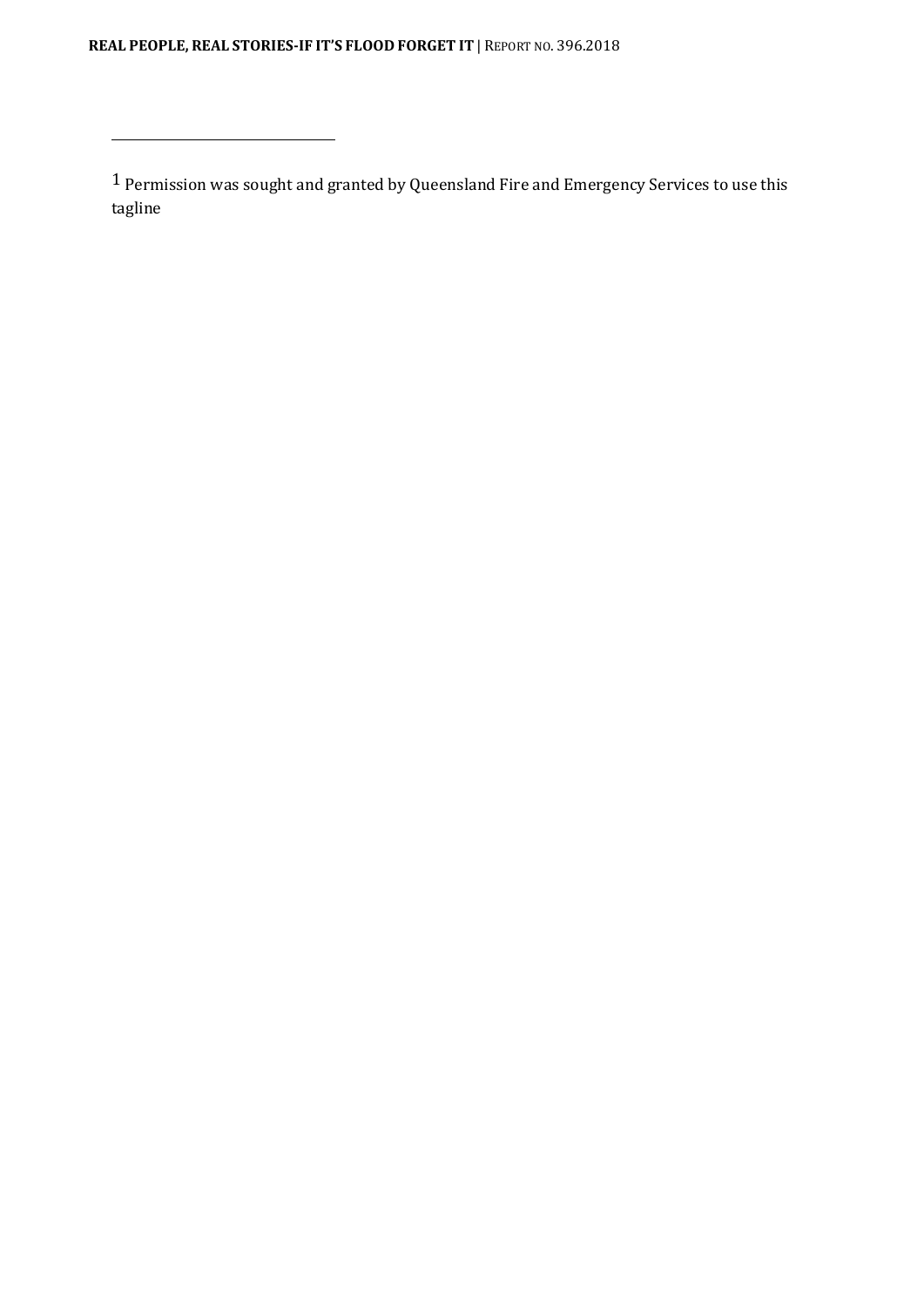[1] Permission was sought and granted by Queensland Fire and Emergency Services to use this tagline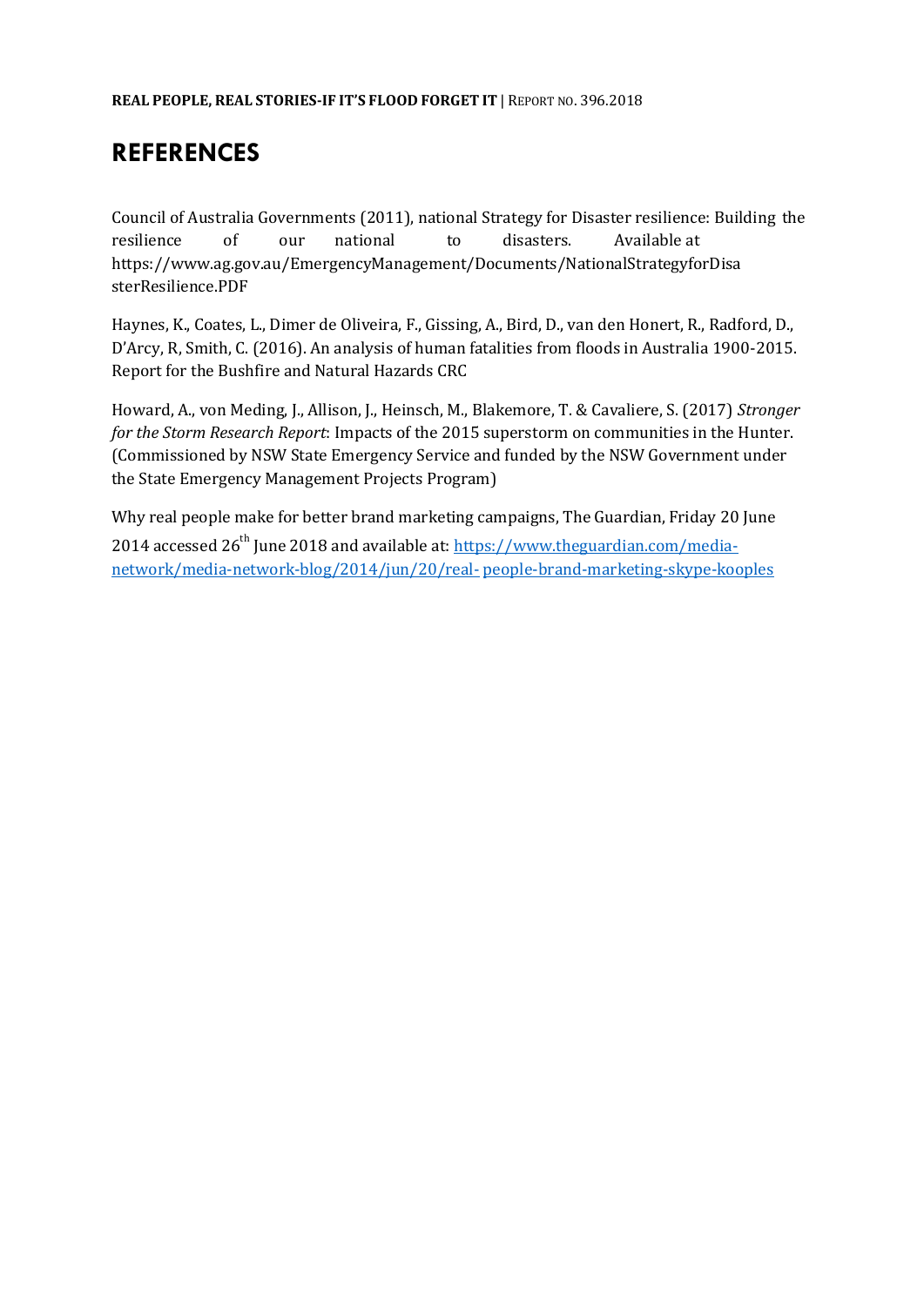# REFERENCES

Council of Australia Governments (2011), national Strategy for Disaster resilience: Building the resilience of our national to disasters. Available at https://www.ag.gov.au/EmergencyManagement/Documents/NationalStrategyforDisasterResilience.PDF

Haynes, K., Coates, L., Dimer de Oliveira, F., Gissing, A., Bird, D., van den Honert, R., Radford, D., D'Arcy, R, Smith, C. (2016). An analysis of human fatalities from floods in Australia 1900-2015. Report for the Bushfire and Natural Hazards CRC

Howard, A., von Meding, J., Allison, J., Heinsch, M., Blakemore, T. & Cavaliere, S. (2017) *Stronger for the Storm Research Report*: Impacts of the 2015 superstorm on communities in the Hunter. (Commissioned by NSW State Emergency Service and funded by the NSW Government under the State Emergency Management Projects Program)

Why real people make for better brand marketing campaigns, The Guardian, Friday 20 June 2014 accessed 26th June 2018 and available at: [https://www.theguardian.com/media-network/media-network-blog/2014/jun/20/real-people-brand-marketing-skype-kooples](https://www.theguardian.com/media-network/media-network-blog/2014/jun/20/real-people-brand-marketing-skype-kooples)